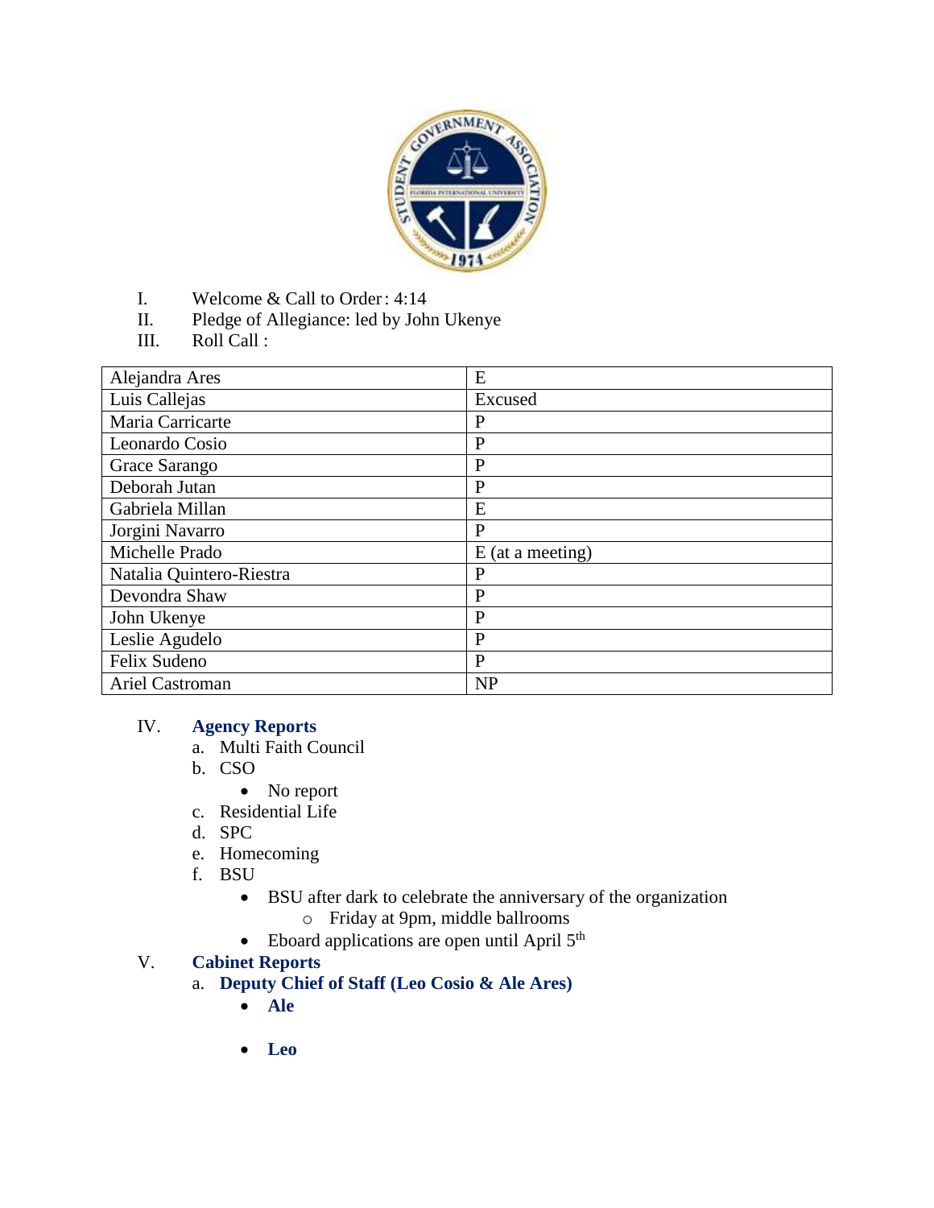I. Welcome & Call to Order : 4:14

II. Pledge of Allegiance: led by John Ukenye

III. Roll Call :

| Alejandra Ares | E |
|---|---|
| Luis Callejas | Excused |
| Maria Carricarte | P |
| Leonardo Cosio | P |
| Grace Sarango | P |
| Deborah Jutan | P |
| Gabriela Millan | E |
| Jorgini Navarro | P |
| Michelle Prado | E (at a meeting) |
| Natalia Quintero-Riestra | P |
| Devondra Shaw | P |
| John Ukenye | P |
| Leslie Agudelo | P |
| Felix Sudeno | P |
| Ariel Castroman | NP |

IV. **Agency Reports**

a. Multi Faith Council

b. CSO
   - No report

c. Residential Life

d. SPC

e. Homecoming

f. BSU
   - BSU after dark to celebrate the anniversary of the organization
     - Friday at 9pm, middle ballrooms
   - Eboard applications are open until April 5th

V. **Cabinet Reports**

a. **Deputy Chief of Staff (Leo Cosio & Ale Ares)**
   - **Ale**
   - **Leo**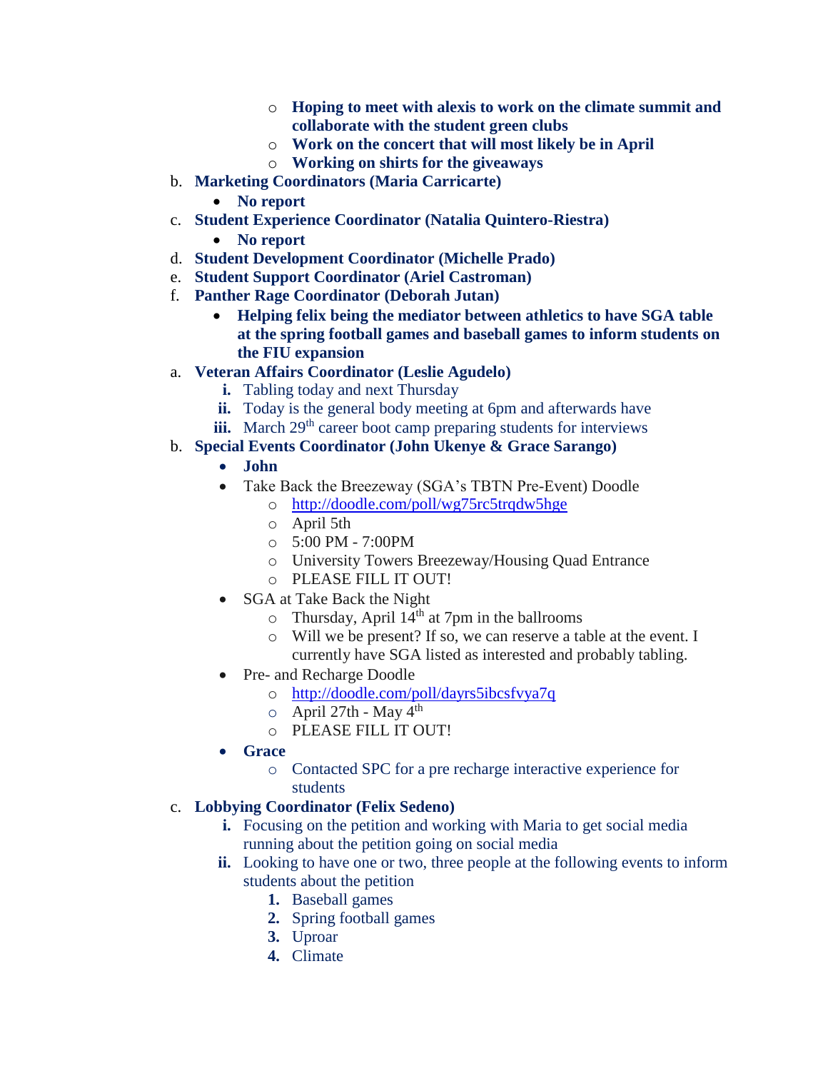- **Hoping to meet with alexis to work on the climate summit and collaborate with the student green clubs**
        - **Work on the concert that will most likely be in April**
        - **Working on shirts for the giveaways**

b. **Marketing Coordinators (Maria Carricarte)**
    - **No report**

c. **Student Experience Coordinator (Natalia Quintero-Riestra)**
    - **No report**

d. **Student Development Coordinator (Michelle Prado)**

e. **Student Support Coordinator (Ariel Castroman)**

f. **Panther Rage Coordinator (Deborah Jutan)**
    - **Helping felix being the mediator between athletics to have SGA table at the spring football games and baseball games to inform students on the FIU expansion**

a. **Veteran Affairs Coordinator (Leslie Agudelo)**
    i. Tabling today and next Thursday
    ii. Today is the general body meeting at 6pm and afterwards have
    iii. March 29th career boot camp preparing students for interviews

b. **Special Events Coordinator (John Ukenye & Grace Sarango)**
    - **John**
    - Take Back the Breezeway (SGA's TBTN Pre-Event) Doodle
        - http://doodle.com/poll/wg75rc5trqdw5hge
        - April 5th
        - 5:00 PM - 7:00PM
        - University Towers Breezeway/Housing Quad Entrance
        - PLEASE FILL IT OUT!
    - SGA at Take Back the Night
        - Thursday, April 14th at 7pm in the ballrooms
        - Will we be present? If so, we can reserve a table at the event. I currently have SGA listed as interested and probably tabling.
    - Pre- and Recharge Doodle
        - http://doodle.com/poll/dayrs5ibcsfvya7q
        - April 27th - May 4th
        - PLEASE FILL IT OUT!
    - **Grace**
        - Contacted SPC for a pre recharge interactive experience for students

c. **Lobbying Coordinator (Felix Sedeno)**
    i. Focusing on the petition and working with Maria to get social media running about the petition going on social media
    ii. Looking to have one or two, three people at the following events to inform students about the petition
        1. Baseball games
        2. Spring football games
        3. Uproar
        4. Climate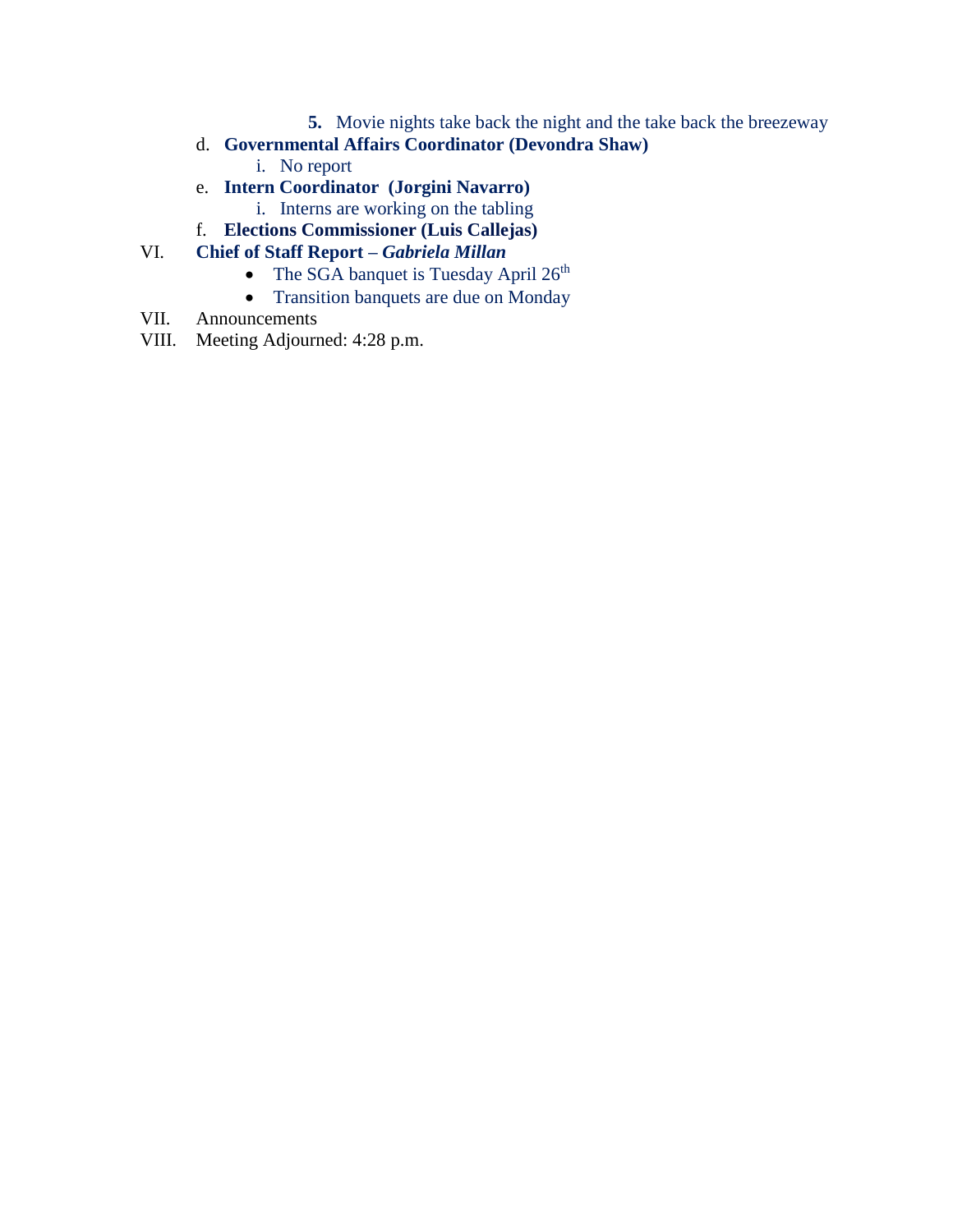5. Movie nights take back the night and the take back the breezeway

d. **Governmental Affairs Coordinator (Devondra Shaw)**

   i. No report

e. **Intern Coordinator  (Jorgini Navarro)**

   i. Interns are working on the tabling

f. **Elections Commissioner (Luis Callejas)**

VI. **Chief of Staff Report –** ***Gabriela Millan***

- The SGA banquet is Tuesday April 26th
- Transition banquets are due on Monday

VII. Announcements

VIII. Meeting Adjourned: 4:28 p.m.